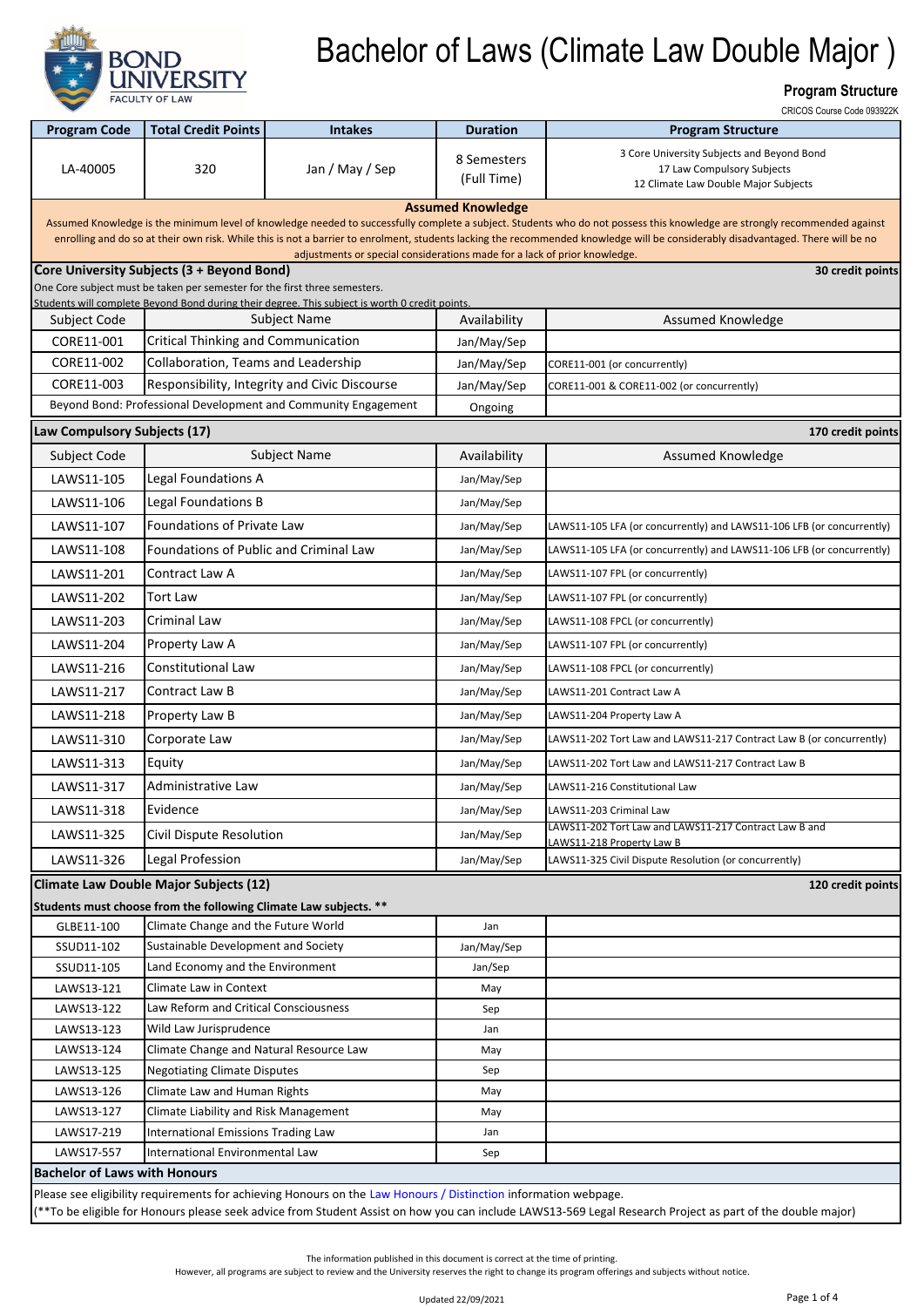# Bachelor of Laws (Climate Law Double Major )

BOND UNIVERSITY
FACULTY OF LAW

**Program Structure**

CRICOS Course Code 093922K

| Program Code | Total Credit Points | Intakes | Duration | Program Structure |
|---|---|---|---|---|
| LA-40005 | 320 | Jan / May / Sep | 8 Semesters (Full Time) | 3 Core University Subjects and Beyond Bond<br>17 Law Compulsory Subjects<br>12 Climate Law Double Major Subjects |

**Assumed Knowledge**

Assumed Knowledge is the minimum level of knowledge needed to successfully complete a subject. Students who do not possess this knowledge are strongly recommended against enrolling and do so at their own risk. While this is not a barrier to enrolment, students lacking the recommended knowledge will be considerably disadvantaged. There will be no adjustments or special considerations made for a lack of prior knowledge.

## Core University Subjects (3 + Beyond Bond) — 30 credit points

One Core subject must be taken per semester for the first three semesters.
Students will complete Beyond Bond during their degree. This subject is worth 0 credit points.

| Subject Code | Subject Name | Availability | Assumed Knowledge |
|---|---|---|---|
| CORE11-001 | Critical Thinking and Communication | Jan/May/Sep | |
| CORE11-002 | Collaboration, Teams and Leadership | Jan/May/Sep | CORE11-001 (or concurrently) |
| CORE11-003 | Responsibility, Integrity and Civic Discourse | Jan/May/Sep | CORE11-001 & CORE11-002 (or concurrently) |
| Beyond Bond: Professional Development and Community Engagement | | Ongoing | |

## Law Compulsory Subjects (17) — 170 credit points

| Subject Code | Subject Name | Availability | Assumed Knowledge |
|---|---|---|---|
| LAWS11-105 | Legal Foundations A | Jan/May/Sep | |
| LAWS11-106 | Legal Foundations B | Jan/May/Sep | |
| LAWS11-107 | Foundations of Private Law | Jan/May/Sep | LAWS11-105 LFA (or concurrently) and LAWS11-106 LFB (or concurrently) |
| LAWS11-108 | Foundations of Public and Criminal Law | Jan/May/Sep | LAWS11-105 LFA (or concurrently) and LAWS11-106 LFB (or concurrently) |
| LAWS11-201 | Contract Law A | Jan/May/Sep | LAWS11-107 FPL (or concurrently) |
| LAWS11-202 | Tort Law | Jan/May/Sep | LAWS11-107 FPL (or concurrently) |
| LAWS11-203 | Criminal Law | Jan/May/Sep | LAWS11-108 FPCL (or concurrently) |
| LAWS11-204 | Property Law A | Jan/May/Sep | LAWS11-107 FPL (or concurrently) |
| LAWS11-216 | Constitutional Law | Jan/May/Sep | LAWS11-108 FPCL (or concurrently) |
| LAWS11-217 | Contract Law B | Jan/May/Sep | LAWS11-201 Contract Law A |
| LAWS11-218 | Property Law B | Jan/May/Sep | LAWS11-204 Property Law A |
| LAWS11-310 | Corporate Law | Jan/May/Sep | LAWS11-202 Tort Law and LAWS11-217 Contract Law B (or concurrently) |
| LAWS11-313 | Equity | Jan/May/Sep | LAWS11-202 Tort Law and LAWS11-217 Contract Law B |
| LAWS11-317 | Administrative Law | Jan/May/Sep | LAWS11-216 Constitutional Law |
| LAWS11-318 | Evidence | Jan/May/Sep | LAWS11-203 Criminal Law |
| LAWS11-325 | Civil Dispute Resolution | Jan/May/Sep | LAWS11-202 Tort Law and LAWS11-217 Contract Law B and LAWS11-218 Property Law B |
| LAWS11-326 | Legal Profession | Jan/May/Sep | LAWS11-325 Civil Dispute Resolution (or concurrently) |

## Climate Law Double Major Subjects (12) — 120 credit points

**Students must choose from the following Climate Law subjects. \*\***

| Subject Code | Subject Name | Availability | Assumed Knowledge |
|---|---|---|---|
| GLBE11-100 | Climate Change and the Future World | Jan | |
| SSUD11-102 | Sustainable Development and Society | Jan/May/Sep | |
| SSUD11-105 | Land Economy and the Environment | Jan/Sep | |
| LAWS13-121 | Climate Law in Context | May | |
| LAWS13-122 | Law Reform and Critical Consciousness | Sep | |
| LAWS13-123 | Wild Law Jurisprudence | Jan | |
| LAWS13-124 | Climate Change and Natural Resource Law | May | |
| LAWS13-125 | Negotiating Climate Disputes | Sep | |
| LAWS13-126 | Climate Law and Human Rights | May | |
| LAWS13-127 | Climate Liability and Risk Management | May | |
| LAWS17-219 | International Emissions Trading Law | Jan | |
| LAWS17-557 | International Environmental Law | Sep | |

## Bachelor of Laws with Honours

Please see eligibility requirements for achieving Honours on the Law Honours / Distinction information webpage.
(**To be eligible for Honours please seek advice from Student Assist on how you can include LAWS13-569 Legal Research Project as part of the double major)

The information published in this document is correct at the time of printing.
However, all programs are subject to review and the University reserves the right to change its program offerings and subjects without notice.

Updated 22/09/2021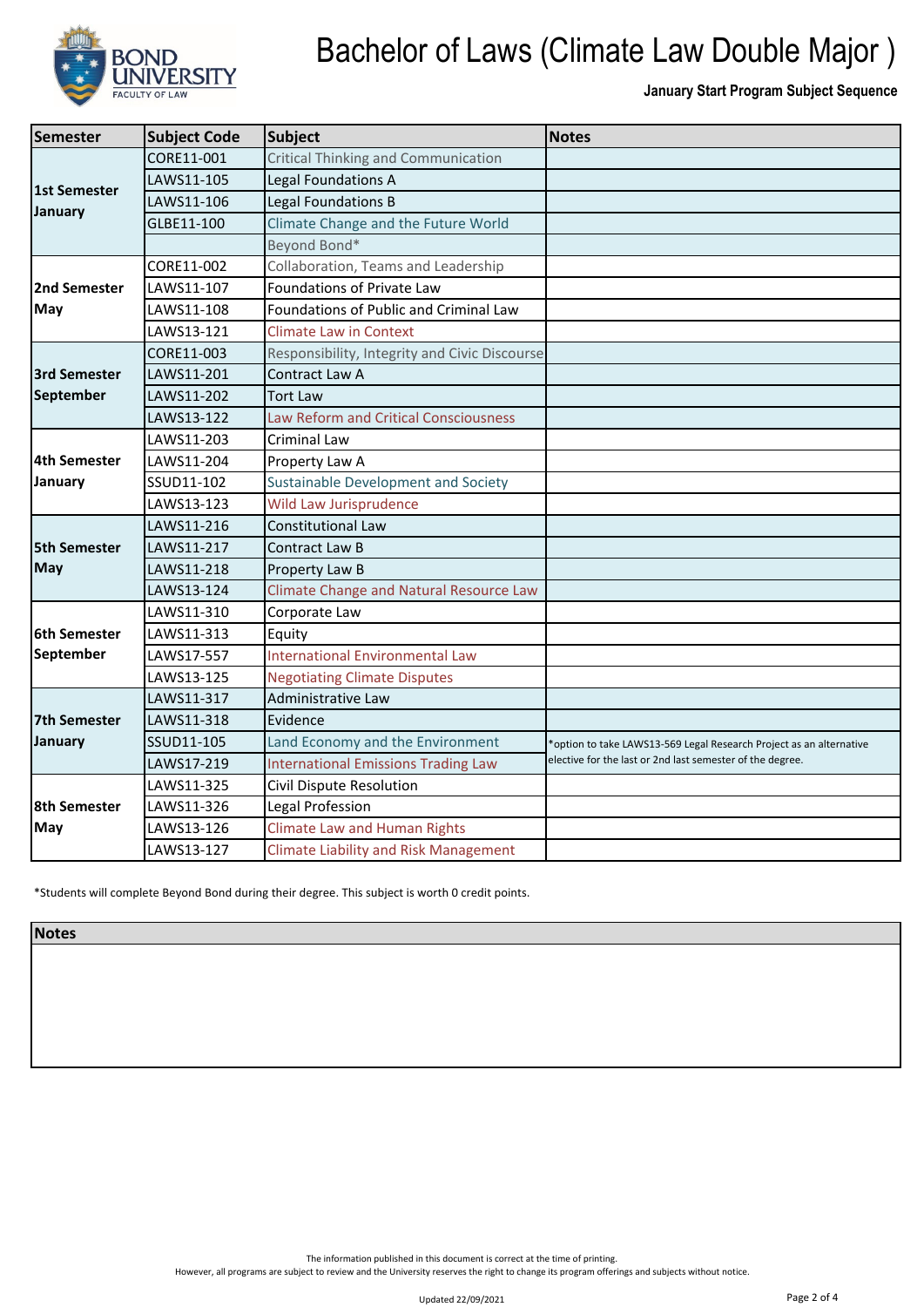# Bachelor of Laws (Climate Law Double Major )

**January Start Program Subject Sequence**

| Semester | Subject Code | Subject | Notes |
|---|---|---|---|
| 1st Semester January | CORE11-001 | Critical Thinking and Communication | |
| | LAWS11-105 | Legal Foundations A | |
| | LAWS11-106 | Legal Foundations B | |
| | GLBE11-100 | Climate Change and the Future World | |
| | | Beyond Bond* | |
| 2nd Semester May | CORE11-002 | Collaboration, Teams and Leadership | |
| | LAWS11-107 | Foundations of Private Law | |
| | LAWS11-108 | Foundations of Public and Criminal Law | |
| | LAWS13-121 | Climate Law in Context | |
| 3rd Semester September | CORE11-003 | Responsibility, Integrity and Civic Discourse | |
| | LAWS11-201 | Contract Law A | |
| | LAWS11-202 | Tort Law | |
| | LAWS13-122 | Law Reform and Critical Consciousness | |
| 4th Semester January | LAWS11-203 | Criminal Law | |
| | LAWS11-204 | Property Law A | |
| | SSUD11-102 | Sustainable Development and Society | |
| | LAWS13-123 | Wild Law Jurisprudence | |
| 5th Semester May | LAWS11-216 | Constitutional Law | |
| | LAWS11-217 | Contract Law B | |
| | LAWS11-218 | Property Law B | |
| | LAWS13-124 | Climate Change and Natural Resource Law | |
| 6th Semester September | LAWS11-310 | Corporate Law | |
| | LAWS11-313 | Equity | |
| | LAWS17-557 | International Environmental Law | |
| | LAWS13-125 | Negotiating Climate Disputes | |
| 7th Semester January | LAWS11-317 | Administrative Law | |
| | LAWS11-318 | Evidence | |
| | SSUD11-105 | Land Economy and the Environment | *option to take LAWS13-569 Legal Research Project as an alternative elective for the last or 2nd last semester of the degree. |
| | LAWS17-219 | International Emissions Trading Law | |
| 8th Semester May | LAWS11-325 | Civil Dispute Resolution | |
| | LAWS11-326 | Legal Profession | |
| | LAWS13-126 | Climate Law and Human Rights | |
| | LAWS13-127 | Climate Liability and Risk Management | |

*Students will complete Beyond Bond during their degree. This subject is worth 0 credit points.

| Notes |
|---|
| |

The information published in this document is correct at the time of printing.
However, all programs are subject to review and the University reserves the right to change its program offerings and subjects without notice.

Updated 22/09/2021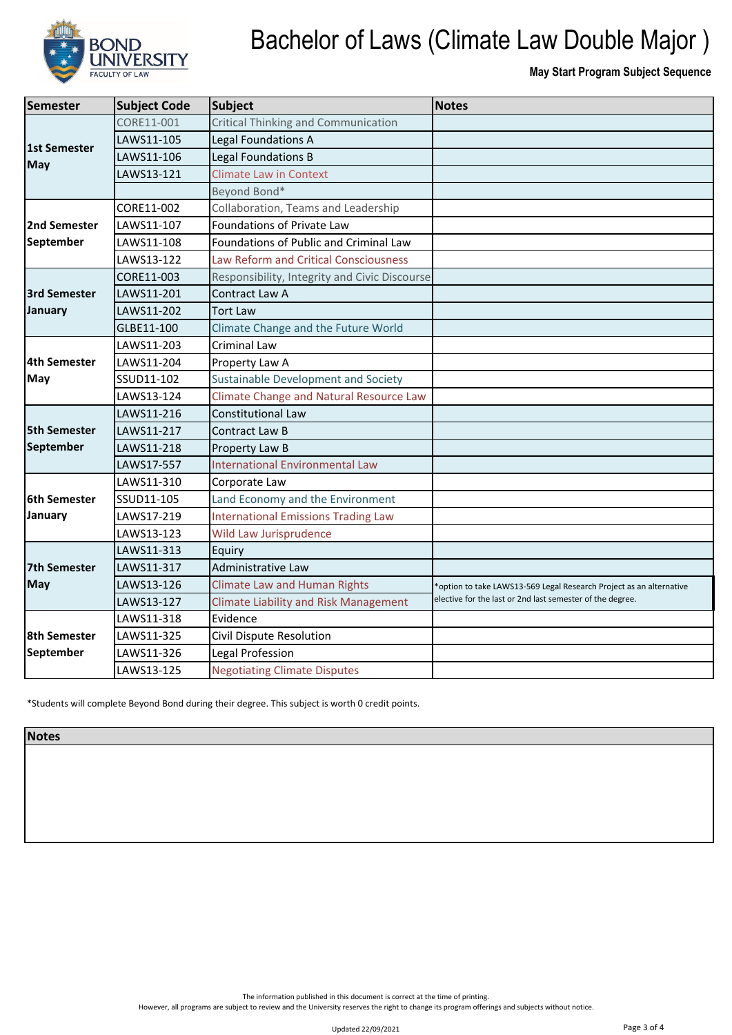# Bachelor of Laws (Climate Law Double Major )

**May Start Program Subject Sequence**

| Semester | Subject Code | Subject | Notes |
|---|---|---|---|
| **1st Semester May** | CORE11-001 | Critical Thinking and Communication | |
| | LAWS11-105 | Legal Foundations A | |
| | LAWS11-106 | Legal Foundations B | |
| | LAWS13-121 | Climate Law in Context | |
| | | Beyond Bond* | |
| **2nd Semester September** | CORE11-002 | Collaboration, Teams and Leadership | |
| | LAWS11-107 | Foundations of Private Law | |
| | LAWS11-108 | Foundations of Public and Criminal Law | |
| | LAWS13-122 | Law Reform and Critical Consciousness | |
| **3rd Semester January** | CORE11-003 | Responsibility, Integrity and Civic Discourse | |
| | LAWS11-201 | Contract Law A | |
| | LAWS11-202 | Tort Law | |
| | GLBE11-100 | Climate Change and the Future World | |
| **4th Semester May** | LAWS11-203 | Criminal Law | |
| | LAWS11-204 | Property Law A | |
| | SSUD11-102 | Sustainable Development and Society | |
| | LAWS13-124 | Climate Change and Natural Resource Law | |
| **5th Semester September** | LAWS11-216 | Constitutional Law | |
| | LAWS11-217 | Contract Law B | |
| | LAWS11-218 | Property Law B | |
| | LAWS17-557 | International Environmental Law | |
| **6th Semester January** | LAWS11-310 | Corporate Law | |
| | SSUD11-105 | Land Economy and the Environment | |
| | LAWS17-219 | International Emissions Trading Law | |
| | LAWS13-123 | Wild Law Jurisprudence | |
| **7th Semester May** | LAWS11-313 | Equity | |
| | LAWS11-317 | Administrative Law | |
| | LAWS13-126 | Climate Law and Human Rights | *option to take LAWS13-569 Legal Research Project as an alternative elective for the last or 2nd last semester of the degree. |
| | LAWS13-127 | Climate Liability and Risk Management | |
| **8th Semester September** | LAWS11-318 | Evidence | |
| | LAWS11-325 | Civil Dispute Resolution | |
| | LAWS11-326 | Legal Profession | |
| | LAWS13-125 | Negotiating Climate Disputes | |

*Students will complete Beyond Bond during their degree. This subject is worth 0 credit points.

| Notes |
|---|
| |

The information published in this document is correct at the time of printing.
However, all programs are subject to review and the University reserves the right to change its program offerings and subjects without notice.

Updated 22/09/2021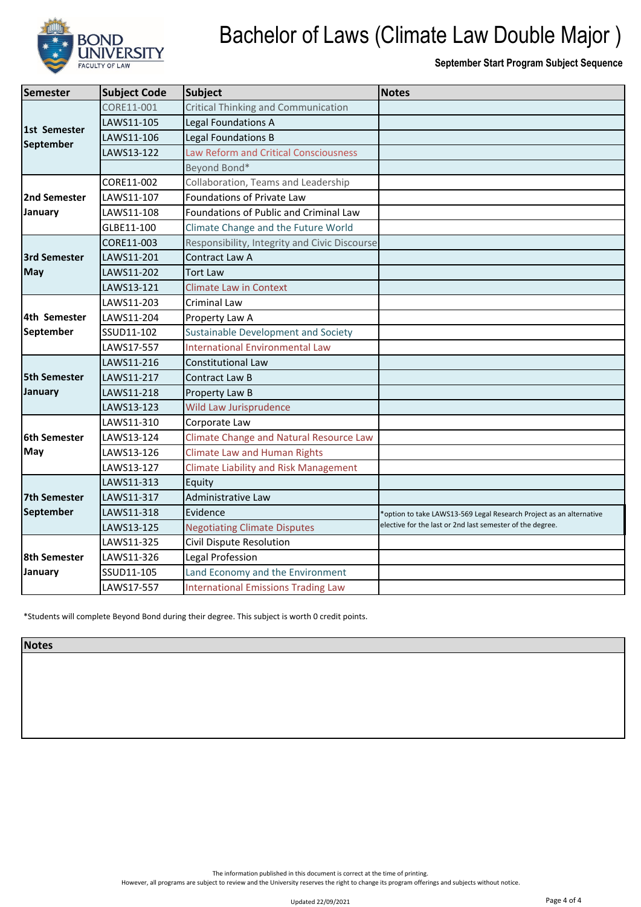# Bachelor of Laws (Climate Law Double Major )

**September Start Program Subject Sequence**

| Semester | Subject Code | Subject | Notes |
|---|---|---|---|
| 1st Semester September | CORE11-001 | Critical Thinking and Communication | |
| | LAWS11-105 | Legal Foundations A | |
| | LAWS11-106 | Legal Foundations B | |
| | LAWS13-122 | Law Reform and Critical Consciousness | |
| | | Beyond Bond* | |
| 2nd Semester January | CORE11-002 | Collaboration, Teams and Leadership | |
| | LAWS11-107 | Foundations of Private Law | |
| | LAWS11-108 | Foundations of Public and Criminal Law | |
| | GLBE11-100 | Climate Change and the Future World | |
| 3rd Semester May | CORE11-003 | Responsibility, Integrity and Civic Discourse | |
| | LAWS11-201 | Contract Law A | |
| | LAWS11-202 | Tort Law | |
| | LAWS13-121 | Climate Law in Context | |
| 4th Semester September | LAWS11-203 | Criminal Law | |
| | LAWS11-204 | Property Law A | |
| | SSUD11-102 | Sustainable Development and Society | |
| | LAWS17-557 | International Environmental Law | |
| 5th Semester January | LAWS11-216 | Constitutional Law | |
| | LAWS11-217 | Contract Law B | |
| | LAWS11-218 | Property Law B | |
| | LAWS13-123 | Wild Law Jurisprudence | |
| 6th Semester May | LAWS11-310 | Corporate Law | |
| | LAWS13-124 | Climate Change and Natural Resource Law | |
| | LAWS13-126 | Climate Law and Human Rights | |
| | LAWS13-127 | Climate Liability and Risk Management | |
| 7th Semester September | LAWS11-313 | Equity | |
| | LAWS11-317 | Administrative Law | |
| | LAWS11-318 | Evidence | *option to take LAWS13-569 Legal Research Project as an alternative elective for the last or 2nd last semester of the degree. |
| | LAWS13-125 | Negotiating Climate Disputes | |
| 8th Semester January | LAWS11-325 | Civil Dispute Resolution | |
| | LAWS11-326 | Legal Profession | |
| | SSUD11-105 | Land Economy and the Environment | |
| | LAWS17-557 | International Emissions Trading Law | |

*Students will complete Beyond Bond during their degree. This subject is worth 0 credit points.

| Notes |
|---|
| |

The information published in this document is correct at the time of printing.
However, all programs are subject to review and the University reserves the right to change its program offerings and subjects without notice.

Updated 22/09/2021